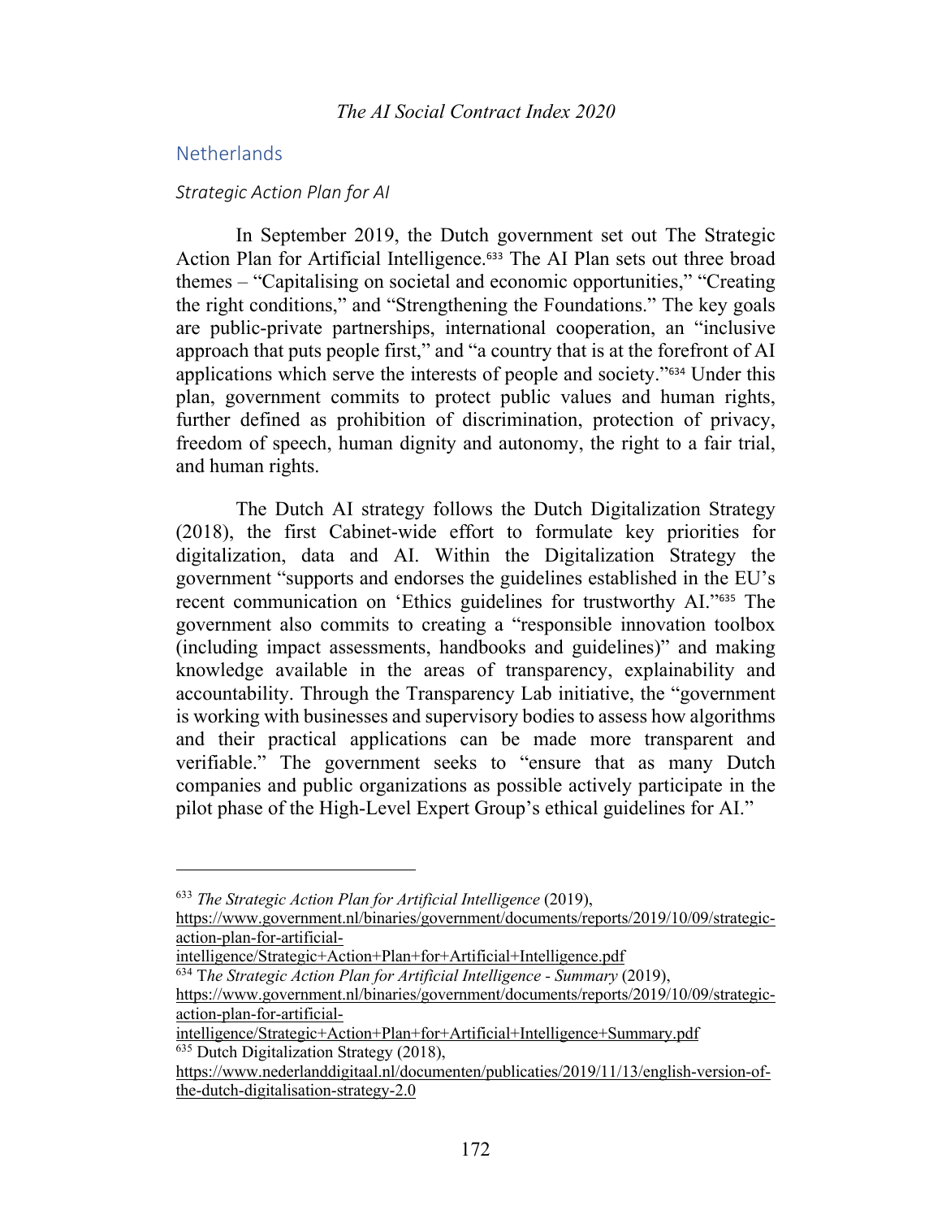## Netherlands

### *Strategic Action Plan for AI*

In September 2019, the Dutch government set out The Strategic Action Plan for Artificial Intelligence.[633] The AI Plan sets out three broad themes – "Capitalising on societal and economic opportunities," "Creating the right conditions," and "Strengthening the Foundations." The key goals are public-private partnerships, international cooperation, an "inclusive approach that puts people first," and "a country that is at the forefront of AI applications which serve the interests of people and society."[634] Under this plan, government commits to protect public values and human rights, further defined as prohibition of discrimination, protection of privacy, freedom of speech, human dignity and autonomy, the right to a fair trial, and human rights.

The Dutch AI strategy follows the Dutch Digitalization Strategy (2018), the first Cabinet-wide effort to formulate key priorities for digitalization, data and AI. Within the Digitalization Strategy the government "supports and endorses the guidelines established in the EU's recent communication on 'Ethics guidelines for trustworthy AI.'"[635] The government also commits to creating a "responsible innovation toolbox (including impact assessments, handbooks and guidelines)" and making knowledge available in the areas of transparency, explainability and accountability. Through the Transparency Lab initiative, the "government is working with businesses and supervisory bodies to assess how algorithms and their practical applications can be made more transparent and verifiable." The government seeks to "ensure that as many Dutch companies and public organizations as possible actively participate in the pilot phase of the High-Level Expert Group's ethical guidelines for AI."

---

[633] *The Strategic Action Plan for Artificial Intelligence* (2019), https://www.government.nl/binaries/government/documents/reports/2019/10/09/strategic-action-plan-for-artificial-intelligence/Strategic+Action+Plan+for+Artificial+Intelligence.pdf

[634] T*he Strategic Action Plan for Artificial Intelligence - Summary* (2019), https://www.government.nl/binaries/government/documents/reports/2019/10/09/strategic-action-plan-for-artificial-intelligence/Strategic+Action+Plan+for+Artificial+Intelligence+Summary.pdf

[635] Dutch Digitalization Strategy (2018), https://www.nederlanddigitaal.nl/documenten/publicaties/2019/11/13/english-version-of-the-dutch-digitalisation-strategy-2.0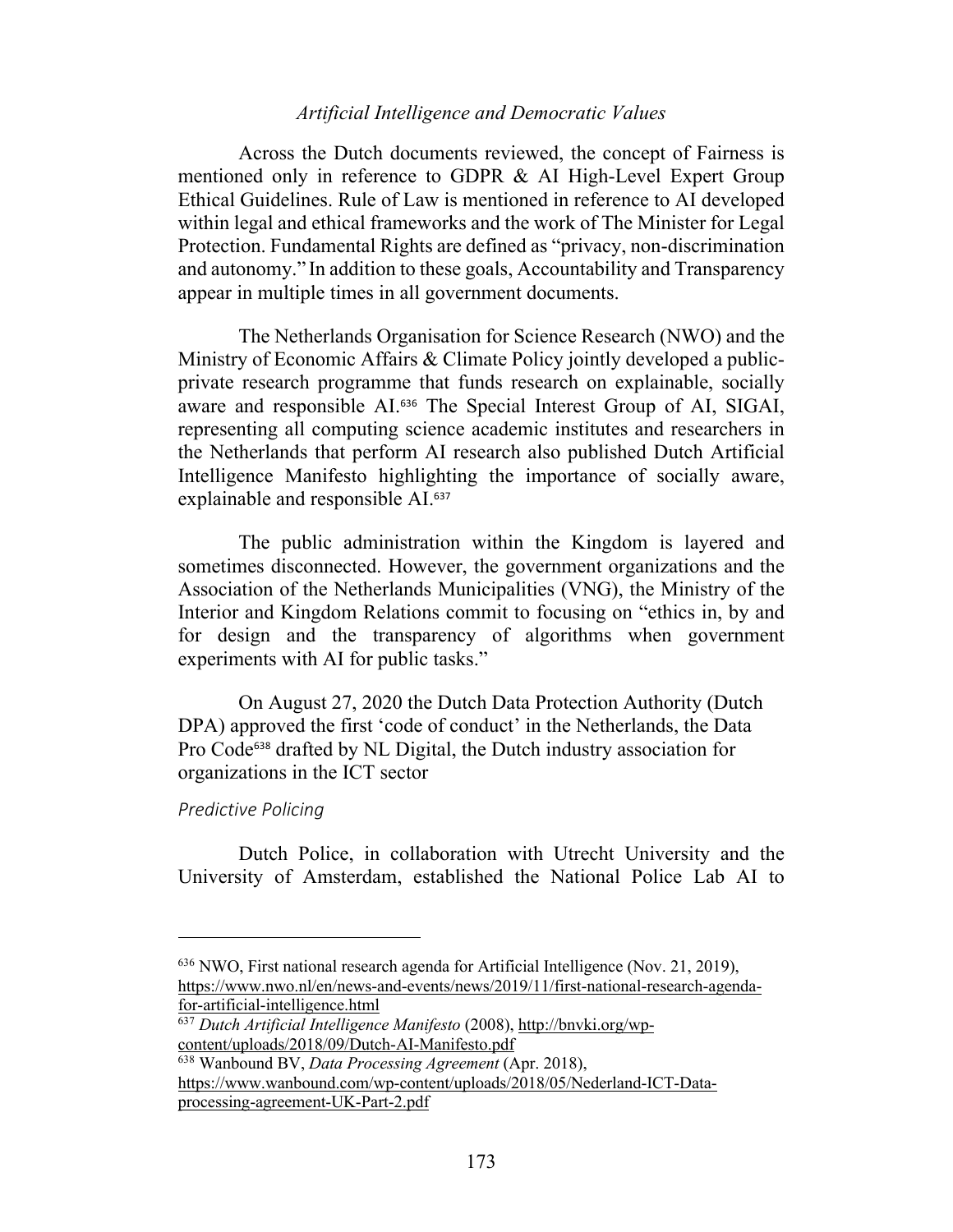Across the Dutch documents reviewed, the concept of Fairness is mentioned only in reference to GDPR & AI High-Level Expert Group Ethical Guidelines. Rule of Law is mentioned in reference to AI developed within legal and ethical frameworks and the work of The Minister for Legal Protection. Fundamental Rights are defined as "privacy, non-discrimination and autonomy." In addition to these goals, Accountability and Transparency appear in multiple times in all government documents.

The Netherlands Organisation for Science Research (NWO) and the Ministry of Economic Affairs & Climate Policy jointly developed a public-private research programme that funds research on explainable, socially aware and responsible AI.[636] The Special Interest Group of AI, SIGAI, representing all computing science academic institutes and researchers in the Netherlands that perform AI research also published Dutch Artificial Intelligence Manifesto highlighting the importance of socially aware, explainable and responsible AI.[637]

The public administration within the Kingdom is layered and sometimes disconnected. However, the government organizations and the Association of the Netherlands Municipalities (VNG), the Ministry of the Interior and Kingdom Relations commit to focusing on "ethics in, by and for design and the transparency of algorithms when government experiments with AI for public tasks."

On August 27, 2020 the Dutch Data Protection Authority (Dutch DPA) approved the first 'code of conduct' in the Netherlands, the Data Pro Code[638] drafted by NL Digital, the Dutch industry association for organizations in the ICT sector

*Predictive Policing*

Dutch Police, in collaboration with Utrecht University and the University of Amsterdam, established the National Police Lab AI to

---

[636] NWO, First national research agenda for Artificial Intelligence (Nov. 21, 2019), https://www.nwo.nl/en/news-and-events/news/2019/11/first-national-research-agenda-for-artificial-intelligence.html

[637] *Dutch Artificial Intelligence Manifesto* (2008), http://bnvki.org/wp-content/uploads/2018/09/Dutch-AI-Manifesto.pdf

[638] Wanbound BV, *Data Processing Agreement* (Apr. 2018), https://www.wanbound.com/wp-content/uploads/2018/05/Nederland-ICT-Data-processing-agreement-UK-Part-2.pdf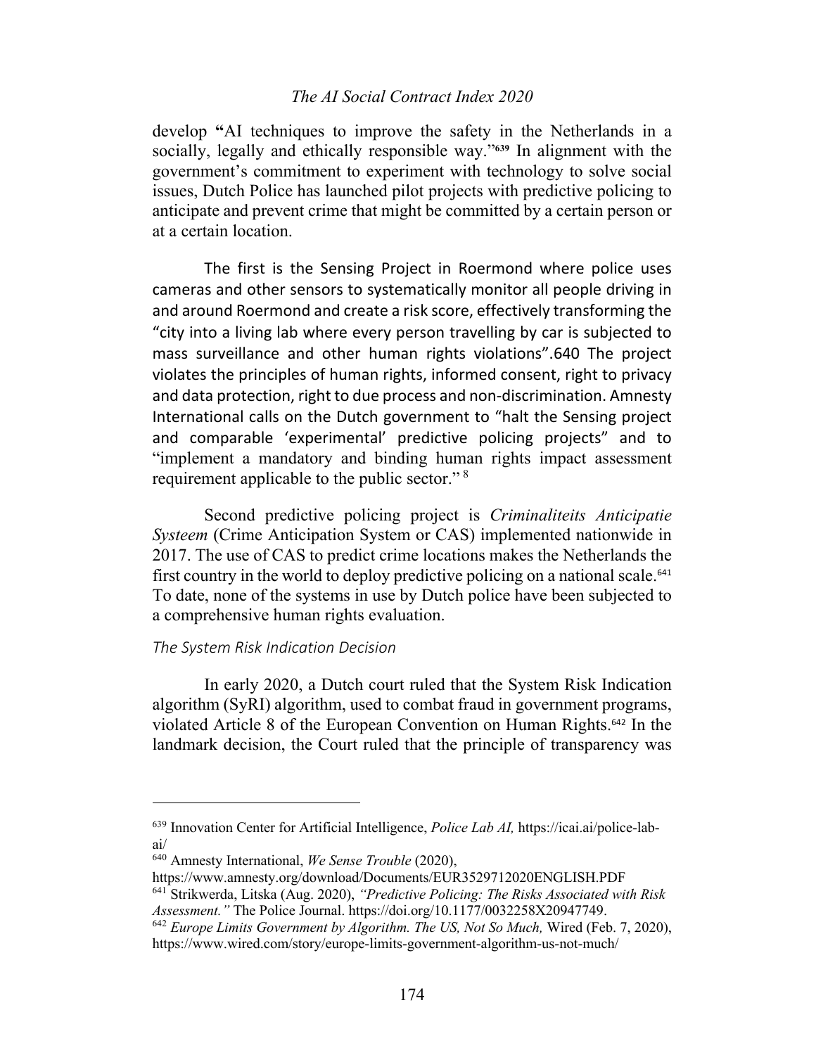develop **"**AI techniques to improve the safety in the Netherlands in a socially, legally and ethically responsible way."[639] In alignment with the government's commitment to experiment with technology to solve social issues, Dutch Police has launched pilot projects with predictive policing to anticipate and prevent crime that might be committed by a certain person or at a certain location.

The first is the Sensing Project in Roermond where police uses cameras and other sensors to systematically monitor all people driving in and around Roermond and create a risk score, effectively transforming the "city into a living lab where every person travelling by car is subjected to mass surveillance and other human rights violations".640 The project violates the principles of human rights, informed consent, right to privacy and data protection, right to due process and non-discrimination. Amnesty International calls on the Dutch government to "halt the Sensing project and comparable 'experimental' predictive policing projects" and to "implement a mandatory and binding human rights impact assessment requirement applicable to the public sector." [8]

Second predictive policing project is *Criminaliteits Anticipatie Systeem* (Crime Anticipation System or CAS) implemented nationwide in 2017. The use of CAS to predict crime locations makes the Netherlands the first country in the world to deploy predictive policing on a national scale.[641] To date, none of the systems in use by Dutch police have been subjected to a comprehensive human rights evaluation.

*The System Risk Indication Decision*

In early 2020, a Dutch court ruled that the System Risk Indication algorithm (SyRI) algorithm, used to combat fraud in government programs, violated Article 8 of the European Convention on Human Rights.[642] In the landmark decision, the Court ruled that the principle of transparency was

---

[639] Innovation Center for Artificial Intelligence, *Police Lab AI,* https://icai.ai/police-lab-ai/

[640] Amnesty International, *We Sense Trouble* (2020), https://www.amnesty.org/download/Documents/EUR3529712020ENGLISH.PDF

[641] Strikwerda, Litska (Aug. 2020), *"Predictive Policing: The Risks Associated with Risk Assessment."* The Police Journal. https://doi.org/10.1177/0032258X20947749.

[642] *Europe Limits Government by Algorithm. The US, Not So Much,* Wired (Feb. 7, 2020), https://www.wired.com/story/europe-limits-government-algorithm-us-not-much/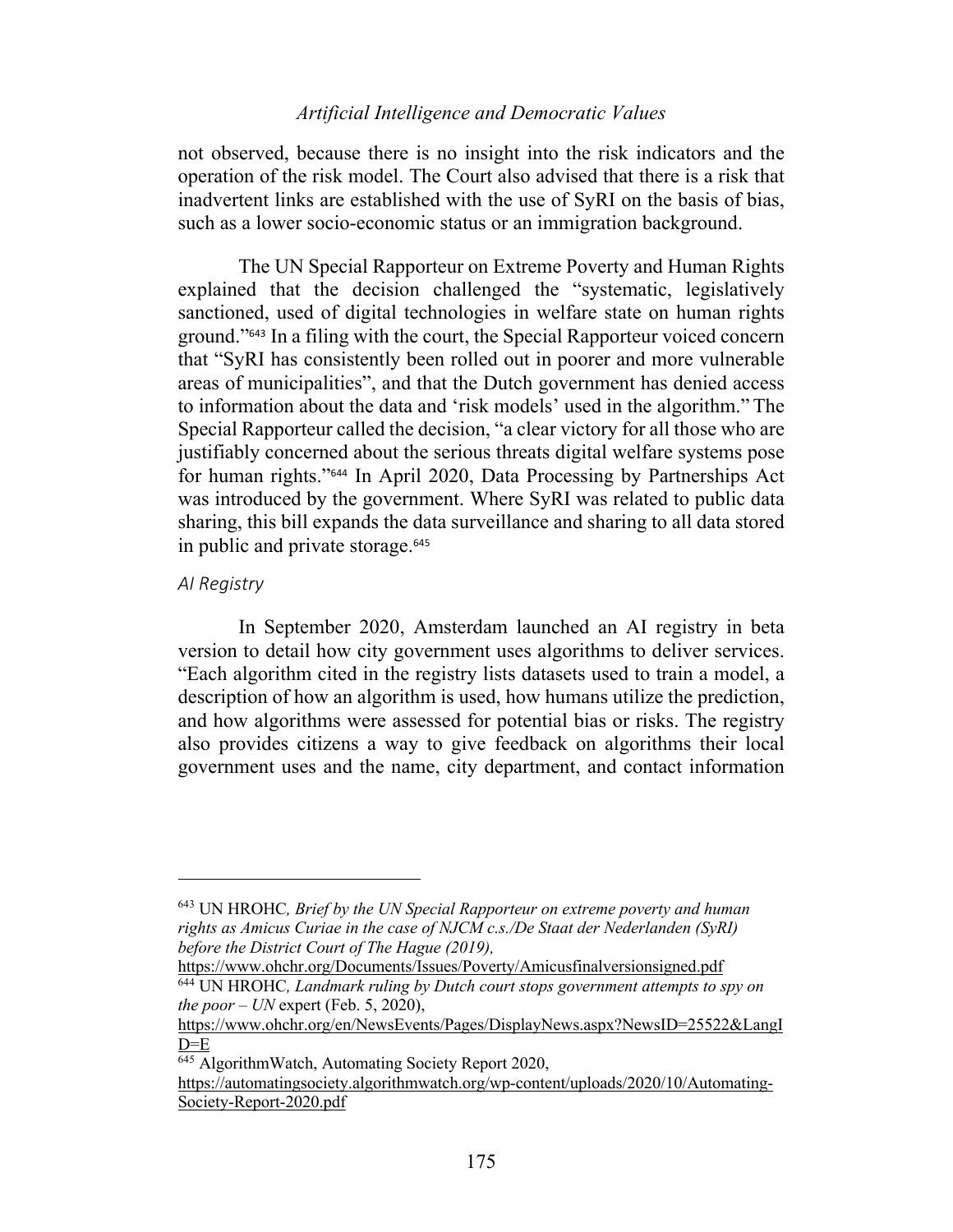not observed, because there is no insight into the risk indicators and the operation of the risk model. The Court also advised that there is a risk that inadvertent links are established with the use of SyRI on the basis of bias, such as a lower socio-economic status or an immigration background.

The UN Special Rapporteur on Extreme Poverty and Human Rights explained that the decision challenged the "systematic, legislatively sanctioned, used of digital technologies in welfare state on human rights ground."[643] In a filing with the court, the Special Rapporteur voiced concern that "SyRI has consistently been rolled out in poorer and more vulnerable areas of municipalities", and that the Dutch government has denied access to information about the data and 'risk models' used in the algorithm." The Special Rapporteur called the decision, "a clear victory for all those who are justifiably concerned about the serious threats digital welfare systems pose for human rights."[644] In April 2020, Data Processing by Partnerships Act was introduced by the government. Where SyRI was related to public data sharing, this bill expands the data surveillance and sharing to all data stored in public and private storage.[645]

*AI Registry*

In September 2020, Amsterdam launched an AI registry in beta version to detail how city government uses algorithms to deliver services. "Each algorithm cited in the registry lists datasets used to train a model, a description of how an algorithm is used, how humans utilize the prediction, and how algorithms were assessed for potential bias or risks. The registry also provides citizens a way to give feedback on algorithms their local government uses and the name, city department, and contact information

---

[643] UN HROHC*, Brief by the UN Special Rapporteur on extreme poverty and human rights as Amicus Curiae in the case of NJCM c.s./De Staat der Nederlanden (SyRI) before the District Court of The Hague (2019),* https://www.ohchr.org/Documents/Issues/Poverty/Amicusfinalversionsigned.pdf

[644] UN HROHC*, Landmark ruling by Dutch court stops government attempts to spy on the poor – UN* expert (Feb. 5, 2020), https://www.ohchr.org/en/NewsEvents/Pages/DisplayNews.aspx?NewsID=25522&LangID=E

[645] AlgorithmWatch, Automating Society Report 2020, https://automatingsociety.algorithmwatch.org/wp-content/uploads/2020/10/Automating-Society-Report-2020.pdf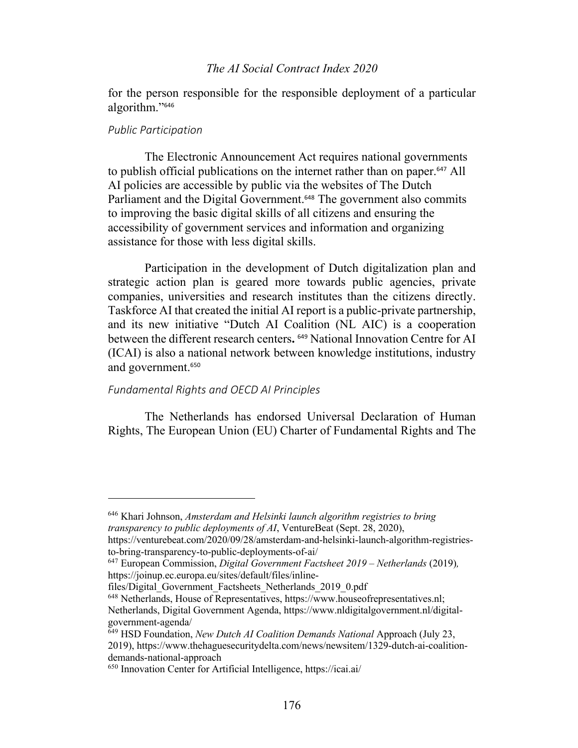for the person responsible for the responsible deployment of a particular algorithm."[646]

### *Public Participation*

The Electronic Announcement Act requires national governments to publish official publications on the internet rather than on paper.[647] All AI policies are accessible by public via the websites of The Dutch Parliament and the Digital Government.[648] The government also commits to improving the basic digital skills of all citizens and ensuring the accessibility of government services and information and organizing assistance for those with less digital skills.

Participation in the development of Dutch digitalization plan and strategic action plan is geared more towards public agencies, private companies, universities and research institutes than the citizens directly. Taskforce AI that created the initial AI report is a public-private partnership, and its new initiative "Dutch AI Coalition (NL AIC) is a cooperation between the different research centers**.** [649] National Innovation Centre for AI (ICAI) is also a national network between knowledge institutions, industry and government.[650]

### *Fundamental Rights and OECD AI Principles*

The Netherlands has endorsed Universal Declaration of Human Rights, The European Union (EU) Charter of Fundamental Rights and The

---

[646] Khari Johnson, *Amsterdam and Helsinki launch algorithm registries to bring transparency to public deployments of AI*, VentureBeat (Sept. 28, 2020), https://venturebeat.com/2020/09/28/amsterdam-and-helsinki-launch-algorithm-registries-to-bring-transparency-to-public-deployments-of-ai/

[647] European Commission, *Digital Government Factsheet 2019 – Netherlands* (2019)*,* https://joinup.ec.europa.eu/sites/default/files/inline-files/Digital_Government_Factsheets_Netherlands_2019_0.pdf

[648] Netherlands, House of Representatives, https://www.houseofrepresentatives.nl; Netherlands, Digital Government Agenda, https://www.nldigitalgovernment.nl/digital-government-agenda/

[649] HSD Foundation, *New Dutch AI Coalition Demands National* Approach (July 23, 2019), https://www.thehaguesecuritydelta.com/news/newsitem/1329-dutch-ai-coalition-demands-national-approach

[650] Innovation Center for Artificial Intelligence, https://icai.ai/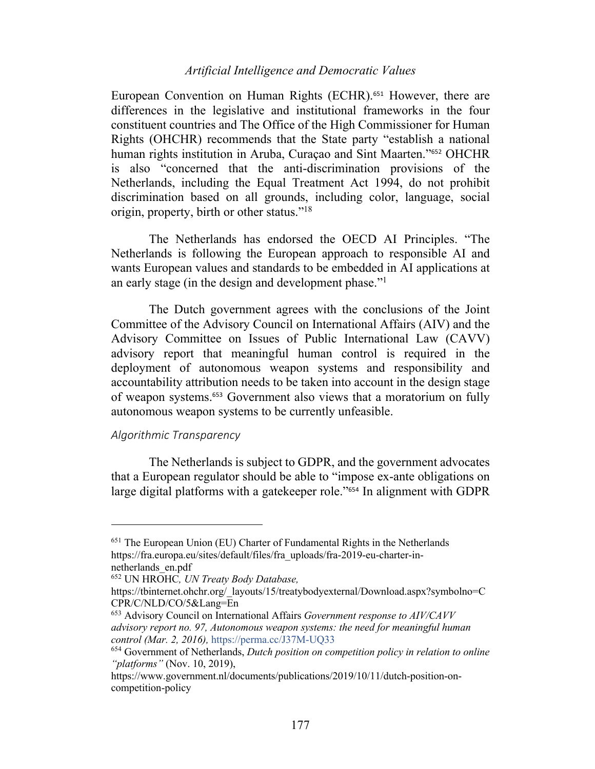European Convention on Human Rights (ECHR).[651] However, there are differences in the legislative and institutional frameworks in the four constituent countries and The Office of the High Commissioner for Human Rights (OHCHR) recommends that the State party "establish a national human rights institution in Aruba, Curaçao and Sint Maarten."[652] OHCHR is also "concerned that the anti-discrimination provisions of the Netherlands, including the Equal Treatment Act 1994, do not prohibit discrimination based on all grounds, including color, language, social origin, property, birth or other status."[18]

The Netherlands has endorsed the OECD AI Principles. "The Netherlands is following the European approach to responsible AI and wants European values and standards to be embedded in AI applications at an early stage (in the design and development phase."[1]

The Dutch government agrees with the conclusions of the Joint Committee of the Advisory Council on International Affairs (AIV) and the Advisory Committee on Issues of Public International Law (CAVV) advisory report that meaningful human control is required in the deployment of autonomous weapon systems and responsibility and accountability attribution needs to be taken into account in the design stage of weapon systems.[653] Government also views that a moratorium on fully autonomous weapon systems to be currently unfeasible.

*Algorithmic Transparency*

The Netherlands is subject to GDPR, and the government advocates that a European regulator should be able to "impose ex-ante obligations on large digital platforms with a gatekeeper role."[654] In alignment with GDPR

---

[651] The European Union (EU) Charter of Fundamental Rights in the Netherlands https://fra.europa.eu/sites/default/files/fra_uploads/fra-2019-eu-charter-in-netherlands_en.pdf

[652] UN HROHC, *UN Treaty Body Database,* https://tbinternet.ohchr.org/_layouts/15/treatybodyexternal/Download.aspx?symbolno=CCPR/C/NLD/CO/5&Lang=En

[653] Advisory Council on International Affairs *Government response to AIV/CAVV advisory report no. 97, Autonomous weapon systems: the need for meaningful human control (Mar. 2, 2016),* https://perma.cc/J37M-UQ33

[654] Government of Netherlands, *Dutch position on competition policy in relation to online "platforms"* (Nov. 10, 2019), https://www.government.nl/documents/publications/2019/10/11/dutch-position-on-competition-policy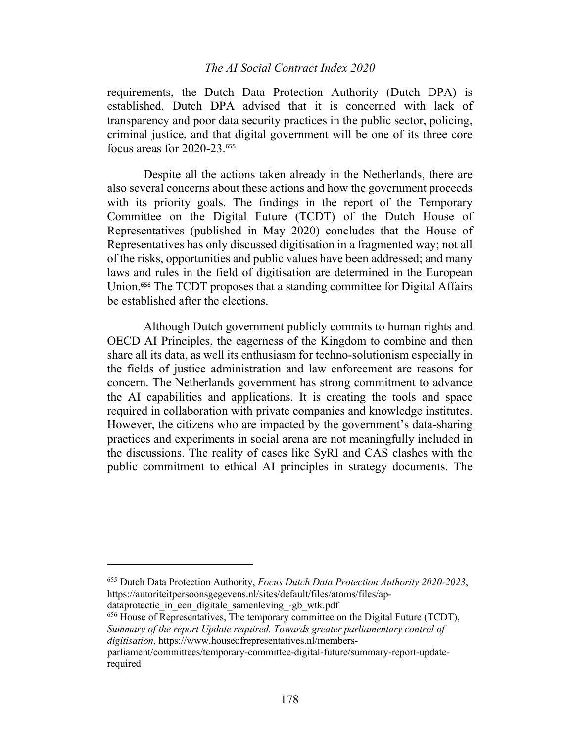requirements, the Dutch Data Protection Authority (Dutch DPA) is established. Dutch DPA advised that it is concerned with lack of transparency and poor data security practices in the public sector, policing, criminal justice, and that digital government will be one of its three core focus areas for 2020-23.[655]

Despite all the actions taken already in the Netherlands, there are also several concerns about these actions and how the government proceeds with its priority goals. The findings in the report of the Temporary Committee on the Digital Future (TCDT) of the Dutch House of Representatives (published in May 2020) concludes that the House of Representatives has only discussed digitisation in a fragmented way; not all of the risks, opportunities and public values have been addressed; and many laws and rules in the field of digitisation are determined in the European Union.[656] The TCDT proposes that a standing committee for Digital Affairs be established after the elections.

Although Dutch government publicly commits to human rights and OECD AI Principles, the eagerness of the Kingdom to combine and then share all its data, as well its enthusiasm for techno-solutionism especially in the fields of justice administration and law enforcement are reasons for concern. The Netherlands government has strong commitment to advance the AI capabilities and applications. It is creating the tools and space required in collaboration with private companies and knowledge institutes. However, the citizens who are impacted by the government's data-sharing practices and experiments in social arena are not meaningfully included in the discussions. The reality of cases like SyRI and CAS clashes with the public commitment to ethical AI principles in strategy documents. The

---

[655] Dutch Data Protection Authority, *Focus Dutch Data Protection Authority 2020-2023*, https://autoriteitpersoonsgegevens.nl/sites/default/files/atoms/files/ap-dataprotectie_in_een_digitale_samenleving_-gb_wtk.pdf

[656] House of Representatives, The temporary committee on the Digital Future (TCDT), *Summary of the report Update required. Towards greater parliamentary control of digitisation*, https://www.houseofrepresentatives.nl/members-parliament/committees/temporary-committee-digital-future/summary-report-update-required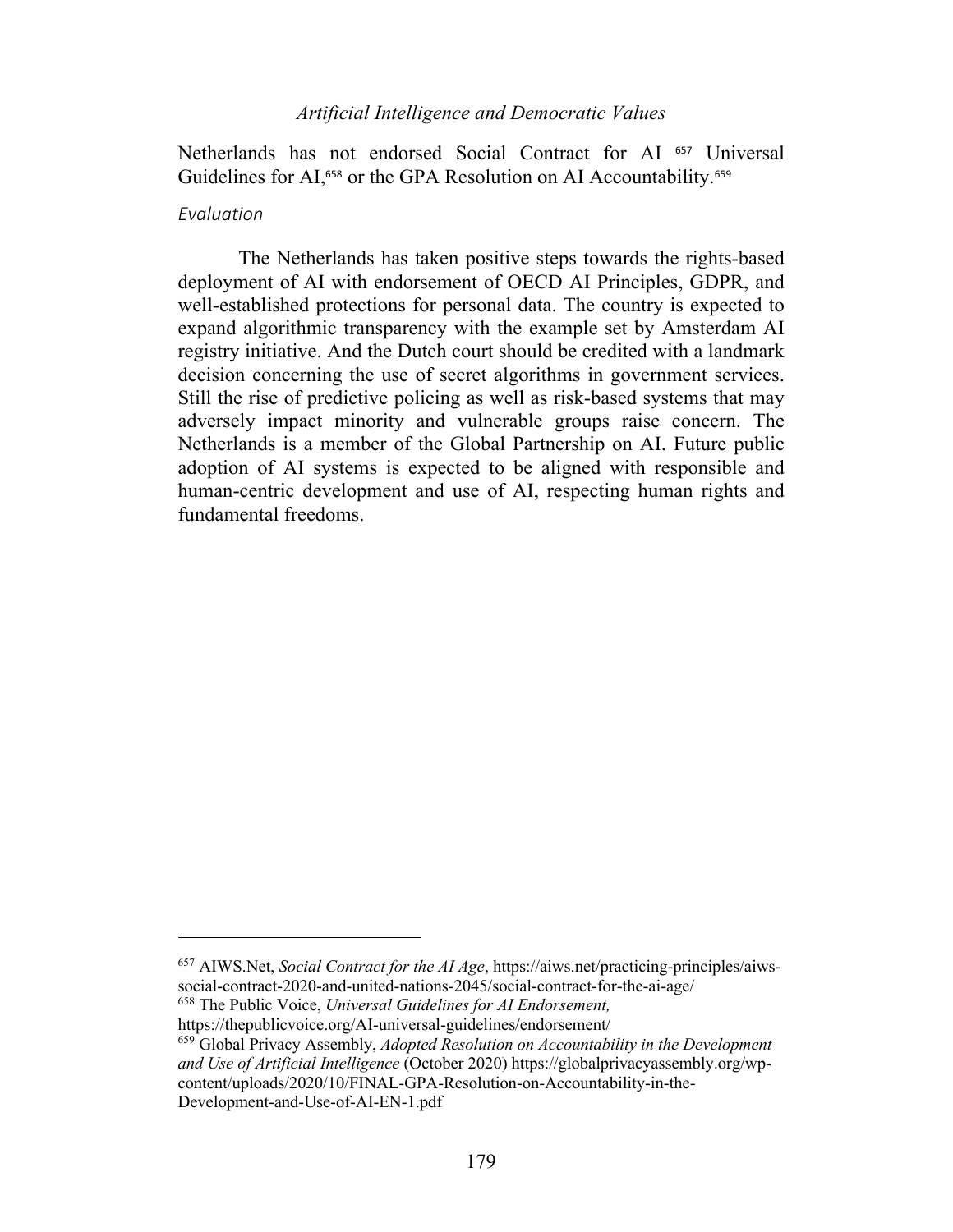Netherlands has not endorsed Social Contract for AI [657] Universal Guidelines for AI,[658] or the GPA Resolution on AI Accountability.[659]

### *Evaluation*

The Netherlands has taken positive steps towards the rights-based deployment of AI with endorsement of OECD AI Principles, GDPR, and well-established protections for personal data. The country is expected to expand algorithmic transparency with the example set by Amsterdam AI registry initiative. And the Dutch court should be credited with a landmark decision concerning the use of secret algorithms in government services. Still the rise of predictive policing as well as risk-based systems that may adversely impact minority and vulnerable groups raise concern. The Netherlands is a member of the Global Partnership on AI. Future public adoption of AI systems is expected to be aligned with responsible and human-centric development and use of AI, respecting human rights and fundamental freedoms.

---

[657] AIWS.Net, *Social Contract for the AI Age*, https://aiws.net/practicing-principles/aiws-social-contract-2020-and-united-nations-2045/social-contract-for-the-ai-age/

[658] The Public Voice, *Universal Guidelines for AI Endorsement,* https://thepublicvoice.org/AI-universal-guidelines/endorsement/

[659] Global Privacy Assembly, *Adopted Resolution on Accountability in the Development and Use of Artificial Intelligence* (October 2020) https://globalprivacyassembly.org/wp-content/uploads/2020/10/FINAL-GPA-Resolution-on-Accountability-in-the-Development-and-Use-of-AI-EN-1.pdf